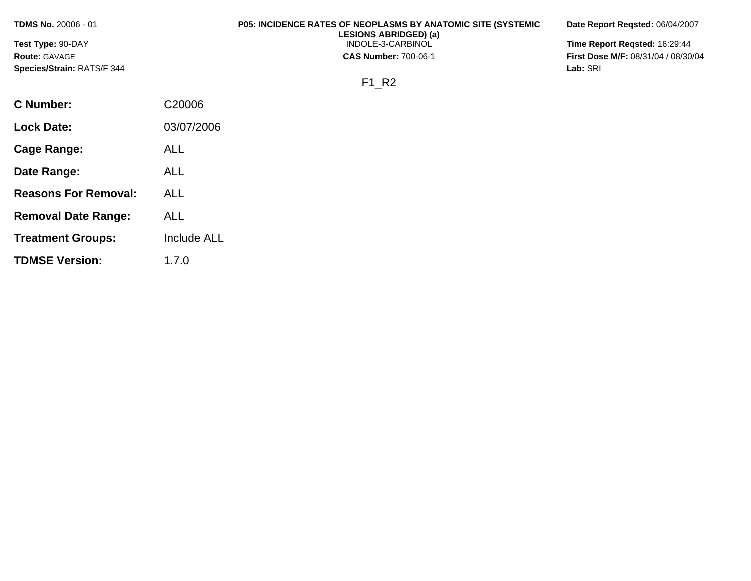**TDMS No.** 20006 - 01

**Test Type:** 90-DAY

**Route:** GAVAGE

**Species/Strain:** RATS/F 344

**P05: INCIDENCE RATES OF NEOPLASMS BY ANATOMIC SITE (SYSTEMIC LESIONS ABRIDGED) (a)**

INDOLE-3-CARBINOL

**CAS Number:** 700-06-1

**Date Report Reqsted:** 06/04/2007

**Time Report Reqsted:** 16:29:44

**First Dose M/F:** 08/31/04 / 08/30/04

**Lab:** SRI

F1_R2

| | |
|---|---|
| **C Number:** | C20006 |
| **Lock Date:** | 03/07/2006 |
| **Cage Range:** | ALL |
| **Date Range:** | ALL |
| **Reasons For Removal:** | ALL |
| **Removal Date Range:** | ALL |
| **Treatment Groups:** | Include ALL |
| **TDMSE Version:** | 1.7.0 |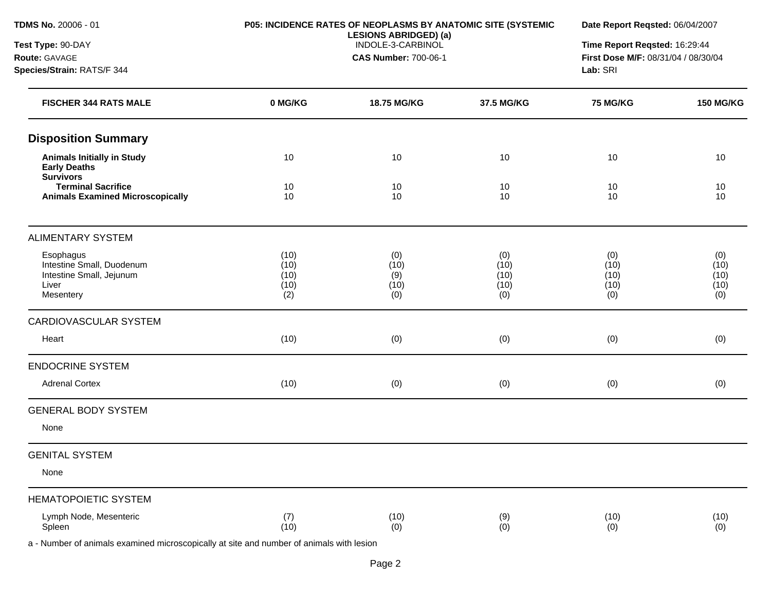**TDMS No.** 20006 - 01
**Test Type:** 90-DAY
**Route:** GAVAGE
**Species/Strain:** RATS/F 344

**P05: INCIDENCE RATES OF NEOPLASMS BY ANATOMIC SITE (SYSTEMIC LESIONS ABRIDGED) (a)**
INDOLE-3-CARBINOL
**CAS Number:** 700-06-1

**Date Report Reqsted:** 06/04/2007
**Time Report Reqsted:** 16:29:44
**First Dose M/F:** 08/31/04 / 08/30/04
**Lab:** SRI

| FISCHER 344 RATS MALE | 0 MG/KG | 18.75 MG/KG | 37.5 MG/KG | 75 MG/KG | 150 MG/KG |
|---|---|---|---|---|---|
| **Disposition Summary** | | | | | |
| **Animals Initially in Study** | 10 | 10 | 10 | 10 | 10 |
| **Early Deaths** | | | | | |
| **Survivors** | | | | | |
| **Terminal Sacrifice** | 10 | 10 | 10 | 10 | 10 |
| **Animals Examined Microscopically** | 10 | 10 | 10 | 10 | 10 |
| ALIMENTARY SYSTEM | | | | | |
| Esophagus | (10) | (0) | (0) | (0) | (0) |
| Intestine Small, Duodenum | (10) | (10) | (10) | (10) | (10) |
| Intestine Small, Jejunum | (10) | (9) | (10) | (10) | (10) |
| Liver | (10) | (10) | (10) | (10) | (10) |
| Mesentery | (2) | (0) | (0) | (0) | (0) |
| CARDIOVASCULAR SYSTEM | | | | | |
| Heart | (10) | (0) | (0) | (0) | (0) |
| ENDOCRINE SYSTEM | | | | | |
| Adrenal Cortex | (10) | (0) | (0) | (0) | (0) |
| GENERAL BODY SYSTEM | | | | | |
| None | | | | | |
| GENITAL SYSTEM | | | | | |
| None | | | | | |
| HEMATOPOIETIC SYSTEM | | | | | |
| Lymph Node, Mesenteric | (7) | (10) | (9) | (10) | (10) |
| Spleen | (10) | (0) | (0) | (0) | (0) |

a - Number of animals examined microscopically at site and number of animals with lesion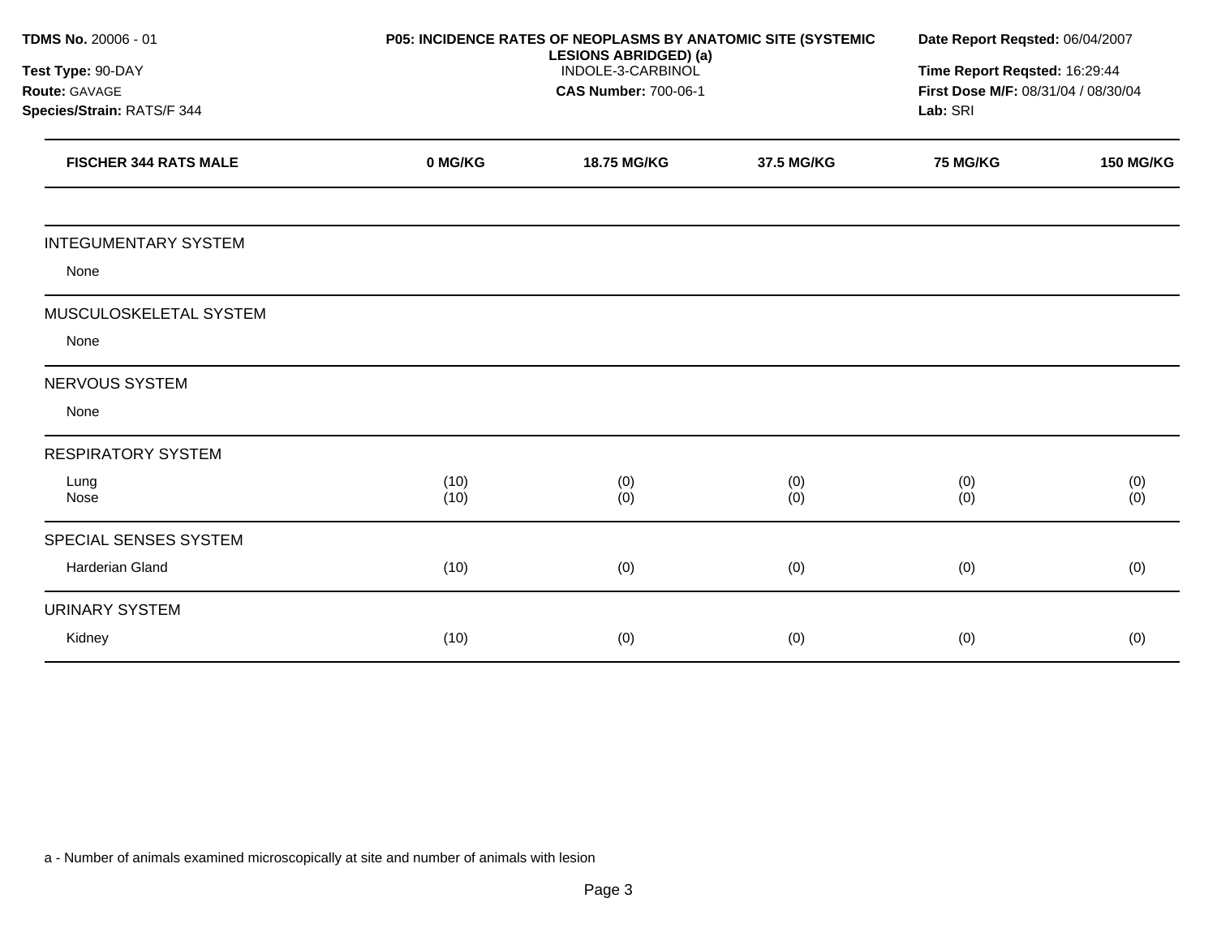**TDMS No.** 20006 - 01
**Test Type:** 90-DAY
**Route:** GAVAGE
**Species/Strain:** RATS/F 344

**P05: INCIDENCE RATES OF NEOPLASMS BY ANATOMIC SITE (SYSTEMIC LESIONS ABRIDGED) (a)**
INDOLE-3-CARBINOL
**CAS Number:** 700-06-1

**Date Report Reqsted:** 06/04/2007
**Time Report Reqsted:** 16:29:44
**First Dose M/F:** 08/31/04 / 08/30/04
**Lab:** SRI

| FISCHER 344 RATS MALE | 0 MG/KG | 18.75 MG/KG | 37.5 MG/KG | 75 MG/KG | 150 MG/KG |
|---|---|---|---|---|---|
| INTEGUMENTARY SYSTEM | | | | | |
| None | | | | | |
| MUSCULOSKELETAL SYSTEM | | | | | |
| None | | | | | |
| NERVOUS SYSTEM | | | | | |
| None | | | | | |
| RESPIRATORY SYSTEM | | | | | |
| Lung | (10) | (0) | (0) | (0) | (0) |
| Nose | (10) | (0) | (0) | (0) | (0) |
| SPECIAL SENSES SYSTEM | | | | | |
| Harderian Gland | (10) | (0) | (0) | (0) | (0) |
| URINARY SYSTEM | | | | | |
| Kidney | (10) | (0) | (0) | (0) | (0) |

a - Number of animals examined microscopically at site and number of animals with lesion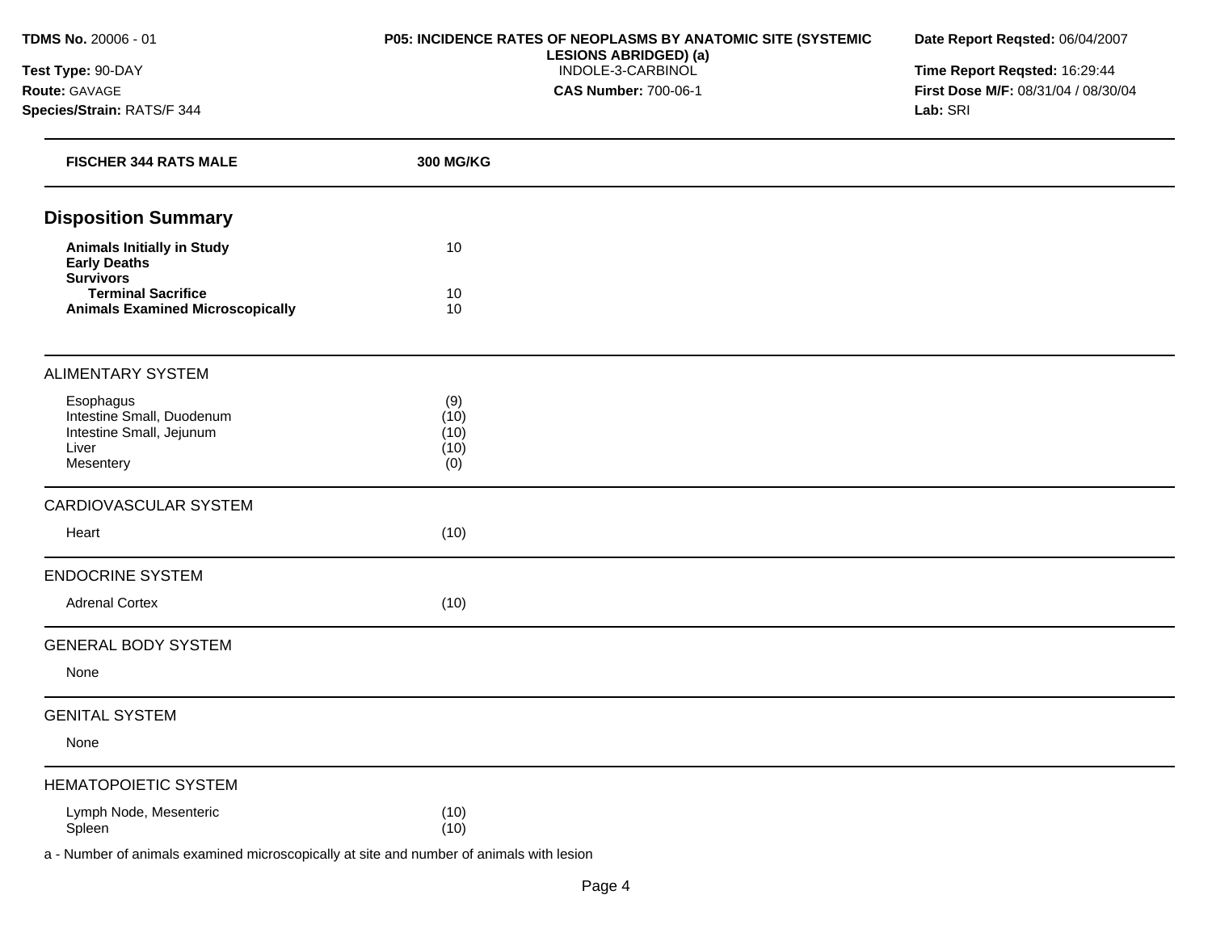**TDMS No.** 20006 - 01
**Test Type:** 90-DAY
**Route:** GAVAGE
**Species/Strain:** RATS/F 344

**P05: INCIDENCE RATES OF NEOPLASMS BY ANATOMIC SITE (SYSTEMIC LESIONS ABRIDGED) (a)**
INDOLE-3-CARBINOL
**CAS Number:** 700-06-1

**Date Report Reqsted:** 06/04/2007
**Time Report Reqsted:** 16:29:44
**First Dose M/F:** 08/31/04 / 08/30/04
**Lab:** SRI

| **FISCHER 344 RATS MALE** | **300 MG/KG** |
|---|---|
| **Disposition Summary** | |
| **Animals Initially in Study** | 10 |
| **Early Deaths** | |
| **Survivors** | |
| **Terminal Sacrifice** | 10 |
| **Animals Examined Microscopically** | 10 |
| ALIMENTARY SYSTEM | |
| Esophagus | (9) |
| Intestine Small, Duodenum | (10) |
| Intestine Small, Jejunum | (10) |
| Liver | (10) |
| Mesentery | (0) |
| CARDIOVASCULAR SYSTEM | |
| Heart | (10) |
| ENDOCRINE SYSTEM | |
| Adrenal Cortex | (10) |
| GENERAL BODY SYSTEM | |
| None | |
| GENITAL SYSTEM | |
| None | |
| HEMATOPOIETIC SYSTEM | |
| Lymph Node, Mesenteric | (10) |
| Spleen | (10) |

a - Number of animals examined microscopically at site and number of animals with lesion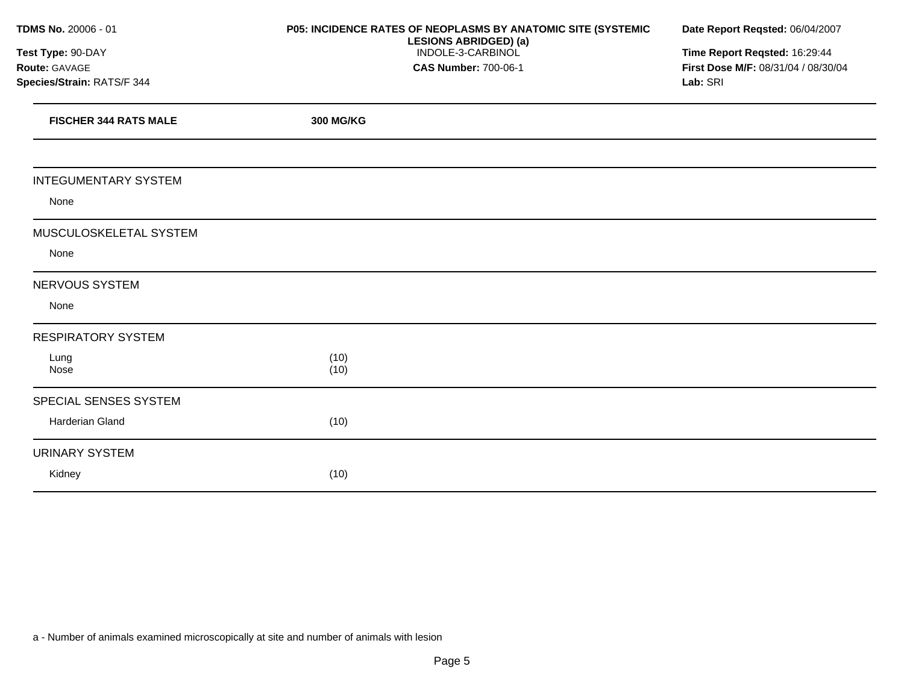**TDMS No.** 20006 - 01
**Test Type:** 90-DAY
**Route:** GAVAGE
**Species/Strain:** RATS/F 344

**P05: INCIDENCE RATES OF NEOPLASMS BY ANATOMIC SITE (SYSTEMIC LESIONS ABRIDGED) (a)**
INDOLE-3-CARBINOL
**CAS Number:** 700-06-1

**Date Report Reqsted:** 06/04/2007
**Time Report Reqsted:** 16:29:44
**First Dose M/F:** 08/31/04 / 08/30/04
**Lab:** SRI

| **FISCHER 344 RATS MALE** | **300 MG/KG** |
|---|---|
| INTEGUMENTARY SYSTEM | |
| None | |
| MUSCULOSKELETAL SYSTEM | |
| None | |
| NERVOUS SYSTEM | |
| None | |
| RESPIRATORY SYSTEM | |
| Lung | (10) |
| Nose | (10) |
| SPECIAL SENSES SYSTEM | |
| Harderian Gland | (10) |
| URINARY SYSTEM | |
| Kidney | (10) |

a - Number of animals examined microscopically at site and number of animals with lesion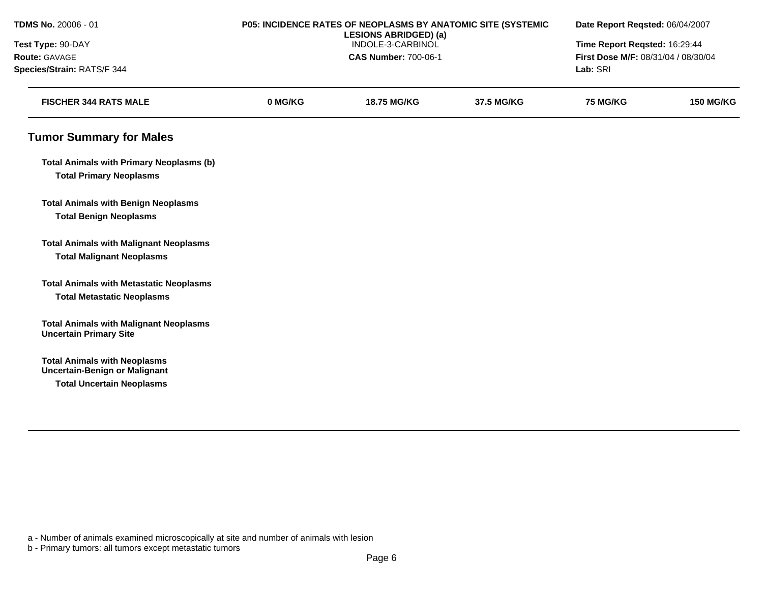**TDMS No.** 20006 - 01
**Test Type:** 90-DAY
**Route:** GAVAGE
**Species/Strain:** RATS/F 344

**P05: INCIDENCE RATES OF NEOPLASMS BY ANATOMIC SITE (SYSTEMIC LESIONS ABRIDGED) (a)**
INDOLE-3-CARBINOL
**CAS Number:** 700-06-1

**Date Report Reqsted:** 06/04/2007
**Time Report Reqsted:** 16:29:44
**First Dose M/F:** 08/31/04 / 08/30/04
**Lab:** SRI

| FISCHER 344 RATS MALE | 0 MG/KG | 18.75 MG/KG | 37.5 MG/KG | 75 MG/KG | 150 MG/KG |
|---|---|---|---|---|---|

## Tumor Summary for Males

| | | | | | |
|---|---|---|---|---|---|
| **Total Animals with Primary Neoplasms (b)** | | | | | |
| **Total Primary Neoplasms** | | | | | |
| **Total Animals with Benign Neoplasms** | | | | | |
| **Total Benign Neoplasms** | | | | | |
| **Total Animals with Malignant Neoplasms** | | | | | |
| **Total Malignant Neoplasms** | | | | | |
| **Total Animals with Metastatic Neoplasms** | | | | | |
| **Total Metastatic Neoplasms** | | | | | |
| **Total Animals with Malignant Neoplasms Uncertain Primary Site** | | | | | |
| **Total Animals with Neoplasms Uncertain-Benign or Malignant** | | | | | |
| **Total Uncertain Neoplasms** | | | | | |

a - Number of animals examined microscopically at site and number of animals with lesion
b - Primary tumors: all tumors except metastatic tumors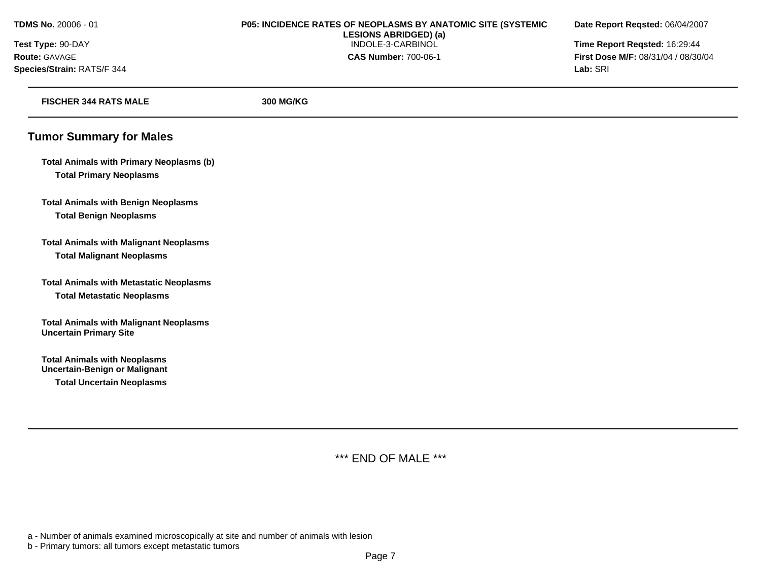| FISCHER 344 RATS MALE | 300 MG/KG |
| --- | --- |

## Tumor Summary for Males

| | |
| --- | --- |
| **Total Animals with Primary Neoplasms (b)** | |
| **Total Primary Neoplasms** | |
| **Total Animals with Benign Neoplasms** | |
| **Total Benign Neoplasms** | |
| **Total Animals with Malignant Neoplasms** | |
| **Total Malignant Neoplasms** | |
| **Total Animals with Metastatic Neoplasms** | |
| **Total Metastatic Neoplasms** | |
| **Total Animals with Malignant Neoplasms Uncertain Primary Site** | |
| **Total Animals with Neoplasms Uncertain-Benign or Malignant** | |
| **Total Uncertain Neoplasms** | |

*** END OF MALE ***

a - Number of animals examined microscopically at site and number of animals with lesion

b - Primary tumors: all tumors except metastatic tumors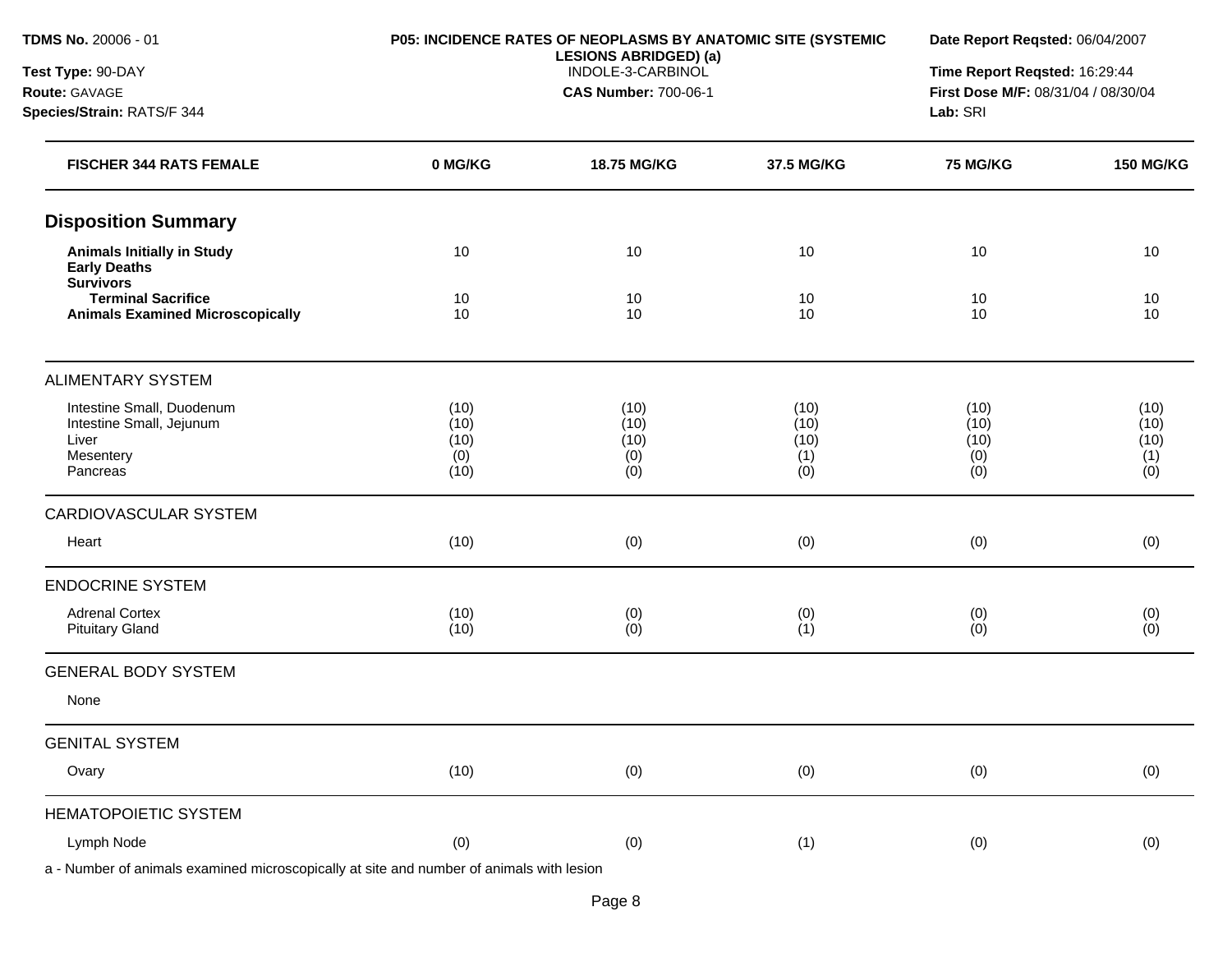**TDMS No.** 20006 - 01
**Test Type:** 90-DAY
**Route:** GAVAGE
**Species/Strain:** RATS/F 344

**P05: INCIDENCE RATES OF NEOPLASMS BY ANATOMIC SITE (SYSTEMIC LESIONS ABRIDGED) (a)**
INDOLE-3-CARBINOL
**CAS Number:** 700-06-1

**Date Report Reqsted:** 06/04/2007
**Time Report Reqsted:** 16:29:44
**First Dose M/F:** 08/31/04 / 08/30/04
**Lab:** SRI

| FISCHER 344 RATS FEMALE | 0 MG/KG | 18.75 MG/KG | 37.5 MG/KG | 75 MG/KG | 150 MG/KG |
|---|---|---|---|---|---|
| **Disposition Summary** | | | | | |
| **Animals Initially in Study** | 10 | 10 | 10 | 10 | 10 |
| **Early Deaths** | | | | | |
| **Survivors** | | | | | |
| **Terminal Sacrifice** | 10 | 10 | 10 | 10 | 10 |
| **Animals Examined Microscopically** | 10 | 10 | 10 | 10 | 10 |
| ALIMENTARY SYSTEM | | | | | |
| Intestine Small, Duodenum | (10) | (10) | (10) | (10) | (10) |
| Intestine Small, Jejunum | (10) | (10) | (10) | (10) | (10) |
| Liver | (10) | (10) | (10) | (10) | (10) |
| Mesentery | (0) | (0) | (1) | (0) | (1) |
| Pancreas | (10) | (0) | (0) | (0) | (0) |
| CARDIOVASCULAR SYSTEM | | | | | |
| Heart | (10) | (0) | (0) | (0) | (0) |
| ENDOCRINE SYSTEM | | | | | |
| Adrenal Cortex | (10) | (0) | (0) | (0) | (0) |
| Pituitary Gland | (10) | (0) | (1) | (0) | (0) |
| GENERAL BODY SYSTEM | | | | | |
| None | | | | | |
| GENITAL SYSTEM | | | | | |
| Ovary | (10) | (0) | (0) | (0) | (0) |
| HEMATOPOIETIC SYSTEM | | | | | |
| Lymph Node | (0) | (0) | (1) | (0) | (0) |

a - Number of animals examined microscopically at site and number of animals with lesion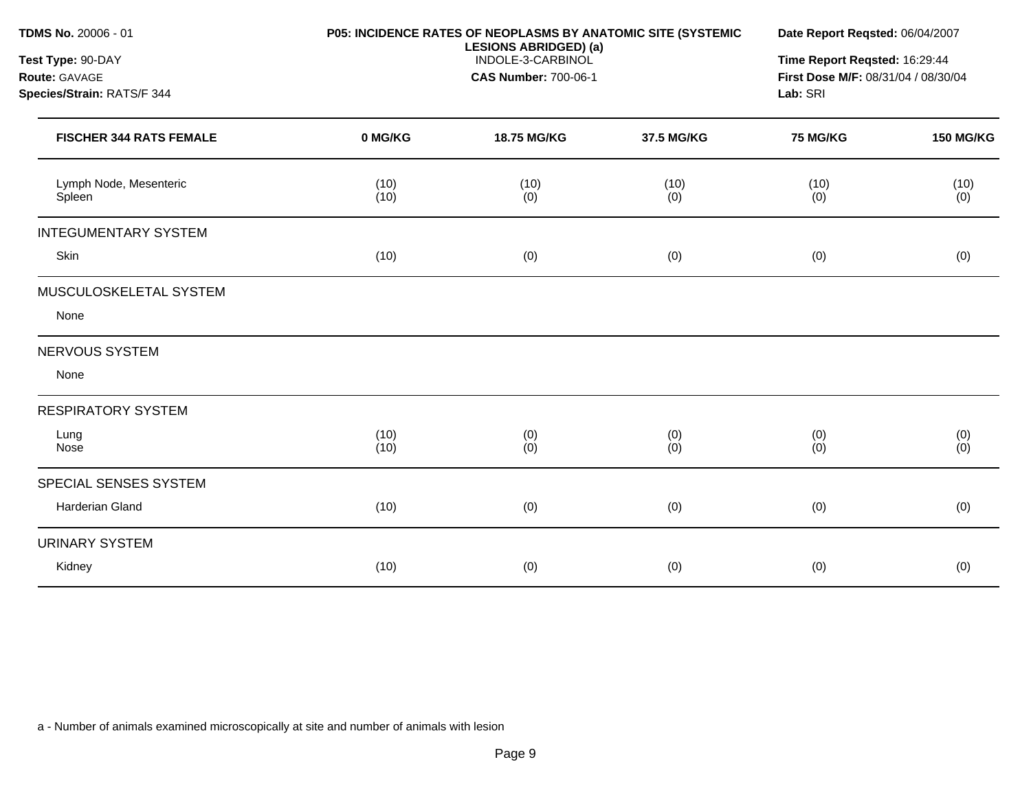**TDMS No.** 20006 - 01
**Test Type:** 90-DAY
**Route:** GAVAGE
**Species/Strain:** RATS/F 344

**P05: INCIDENCE RATES OF NEOPLASMS BY ANATOMIC SITE (SYSTEMIC LESIONS ABRIDGED) (a)**
INDOLE-3-CARBINOL
**CAS Number:** 700-06-1

**Date Report Reqsted:** 06/04/2007
**Time Report Reqsted:** 16:29:44
**First Dose M/F:** 08/31/04 / 08/30/04
**Lab:** SRI

| FISCHER 344 RATS FEMALE | 0 MG/KG | 18.75 MG/KG | 37.5 MG/KG | 75 MG/KG | 150 MG/KG |
|---|---|---|---|---|---|
| Lymph Node, Mesenteric | (10) | (10) | (10) | (10) | (10) |
| Spleen | (10) | (0) | (0) | (0) | (0) |
| **INTEGUMENTARY SYSTEM** | | | | | |
| Skin | (10) | (0) | (0) | (0) | (0) |
| **MUSCULOSKELETAL SYSTEM** | | | | | |
| None | | | | | |
| **NERVOUS SYSTEM** | | | | | |
| None | | | | | |
| **RESPIRATORY SYSTEM** | | | | | |
| Lung | (10) | (0) | (0) | (0) | (0) |
| Nose | (10) | (0) | (0) | (0) | (0) |
| **SPECIAL SENSES SYSTEM** | | | | | |
| Harderian Gland | (10) | (0) | (0) | (0) | (0) |
| **URINARY SYSTEM** | | | | | |
| Kidney | (10) | (0) | (0) | (0) | (0) |

a - Number of animals examined microscopically at site and number of animals with lesion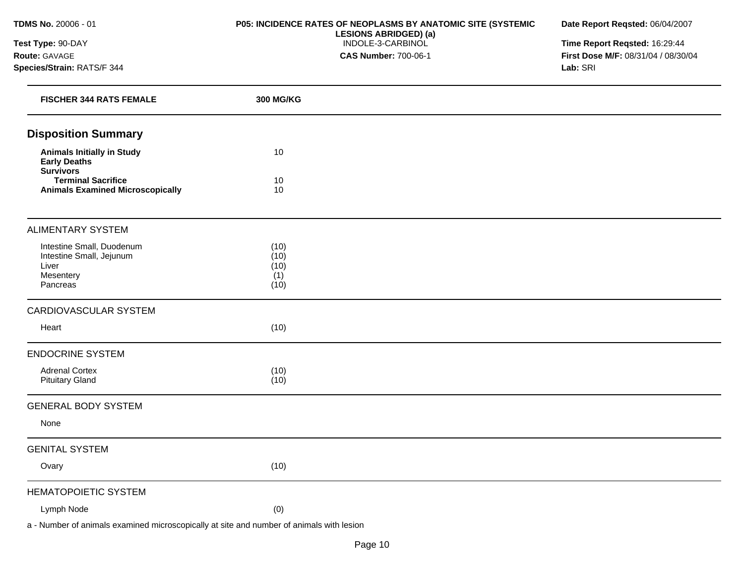**TDMS No.** 20006 - 01
**Test Type:** 90-DAY
**Route:** GAVAGE
**Species/Strain:** RATS/F 344

**P05: INCIDENCE RATES OF NEOPLASMS BY ANATOMIC SITE (SYSTEMIC LESIONS ABRIDGED) (a)**
INDOLE-3-CARBINOL
**CAS Number:** 700-06-1

**Date Report Reqsted:** 06/04/2007
**Time Report Reqsted:** 16:29:44
**First Dose M/F:** 08/31/04 / 08/30/04
**Lab:** SRI

| FISCHER 344 RATS FEMALE | 300 MG/KG |
|---|---|
| **Disposition Summary** | |
| **Animals Initially in Study** | 10 |
| **Early Deaths** | |
| **Survivors** | |
| **Terminal Sacrifice** | 10 |
| **Animals Examined Microscopically** | 10 |
| ALIMENTARY SYSTEM | |
| Intestine Small, Duodenum | (10) |
| Intestine Small, Jejunum | (10) |
| Liver | (10) |
| Mesentery | (1) |
| Pancreas | (10) |
| CARDIOVASCULAR SYSTEM | |
| Heart | (10) |
| ENDOCRINE SYSTEM | |
| Adrenal Cortex | (10) |
| Pituitary Gland | (10) |
| GENERAL BODY SYSTEM | |
| None | |
| GENITAL SYSTEM | |
| Ovary | (10) |
| HEMATOPOIETIC SYSTEM | |
| Lymph Node | (0) |

a - Number of animals examined microscopically at site and number of animals with lesion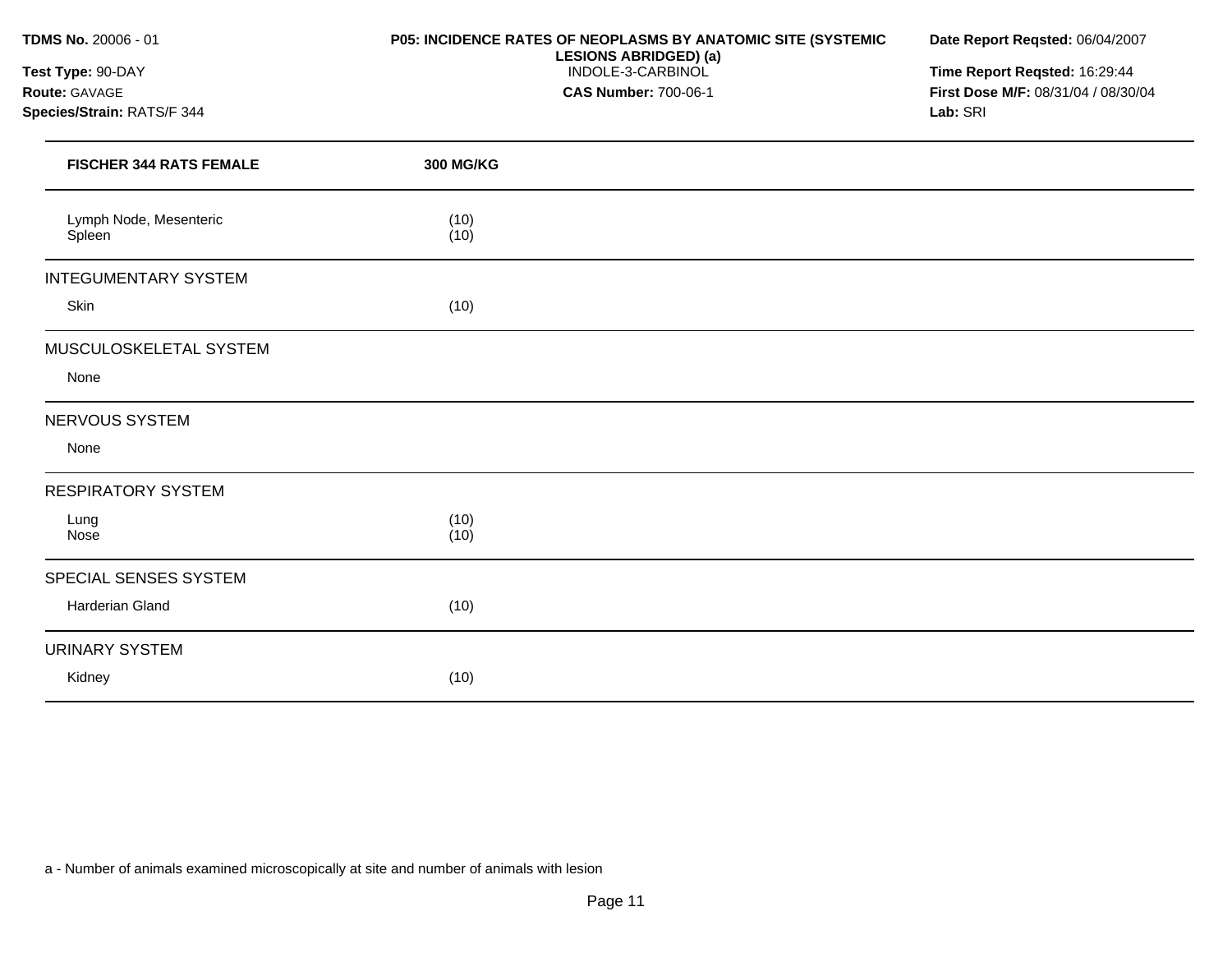**TDMS No.** 20006 - 01
**Test Type:** 90-DAY
**Route:** GAVAGE
**Species/Strain:** RATS/F 344

**P05: INCIDENCE RATES OF NEOPLASMS BY ANATOMIC SITE (SYSTEMIC LESIONS ABRIDGED) (a)**
INDOLE-3-CARBINOL
**CAS Number:** 700-06-1

**Date Report Reqsted:** 06/04/2007
**Time Report Reqsted:** 16:29:44
**First Dose M/F:** 08/31/04 / 08/30/04
**Lab:** SRI

| FISCHER 344 RATS FEMALE | 300 MG/KG |
|---|---|
| Lymph Node, Mesenteric | (10) |
| Spleen | (10) |
| **INTEGUMENTARY SYSTEM** | |
| Skin | (10) |
| **MUSCULOSKELETAL SYSTEM** | |
| None | |
| **NERVOUS SYSTEM** | |
| None | |
| **RESPIRATORY SYSTEM** | |
| Lung | (10) |
| Nose | (10) |
| **SPECIAL SENSES SYSTEM** | |
| Harderian Gland | (10) |
| **URINARY SYSTEM** | |
| Kidney | (10) |

a - Number of animals examined microscopically at site and number of animals with lesion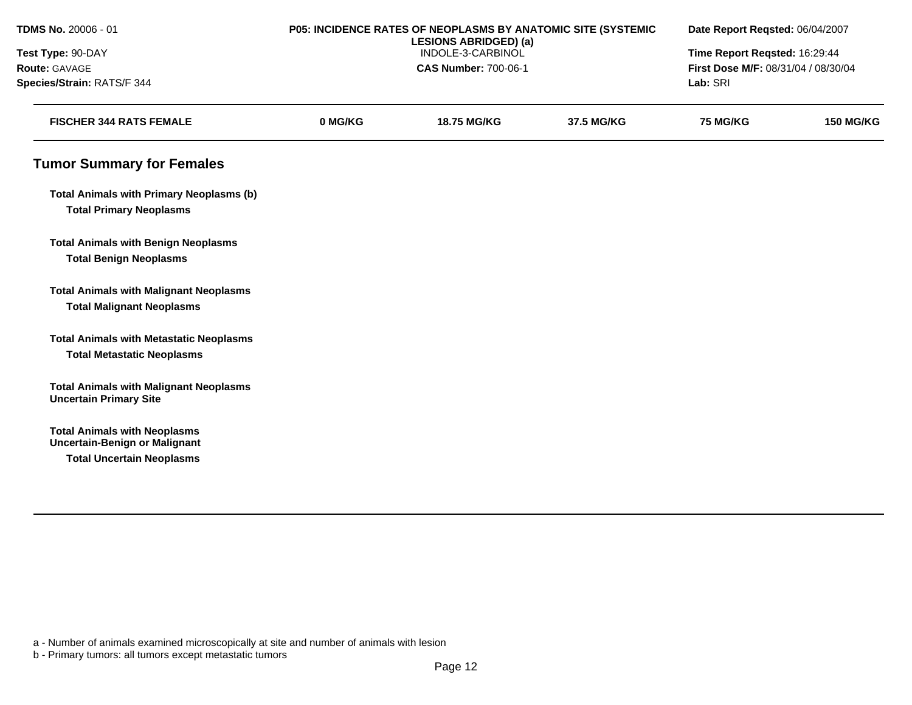**TDMS No.** 20006 - 01
**Test Type:** 90-DAY
**Route:** GAVAGE
**Species/Strain:** RATS/F 344

**P05: INCIDENCE RATES OF NEOPLASMS BY ANATOMIC SITE (SYSTEMIC LESIONS ABRIDGED) (a)**
INDOLE-3-CARBINOL
**CAS Number:** 700-06-1

**Date Report Reqsted:** 06/04/2007
**Time Report Reqsted:** 16:29:44
**First Dose M/F:** 08/31/04 / 08/30/04
**Lab:** SRI

| FISCHER 344 RATS FEMALE | 0 MG/KG | 18.75 MG/KG | 37.5 MG/KG | 75 MG/KG | 150 MG/KG |
|---|---|---|---|---|---|

## Tumor Summary for Females

| | | | | | |
|---|---|---|---|---|---|
| **Total Animals with Primary Neoplasms (b)** | | | | | |
| **Total Primary Neoplasms** | | | | | |
| **Total Animals with Benign Neoplasms** | | | | | |
| **Total Benign Neoplasms** | | | | | |
| **Total Animals with Malignant Neoplasms** | | | | | |
| **Total Malignant Neoplasms** | | | | | |
| **Total Animals with Metastatic Neoplasms** | | | | | |
| **Total Metastatic Neoplasms** | | | | | |
| **Total Animals with Malignant Neoplasms Uncertain Primary Site** | | | | | |
| **Total Animals with Neoplasms Uncertain-Benign or Malignant** | | | | | |
| **Total Uncertain Neoplasms** | | | | | |

a - Number of animals examined microscopically at site and number of animals with lesion
b - Primary tumors: all tumors except metastatic tumors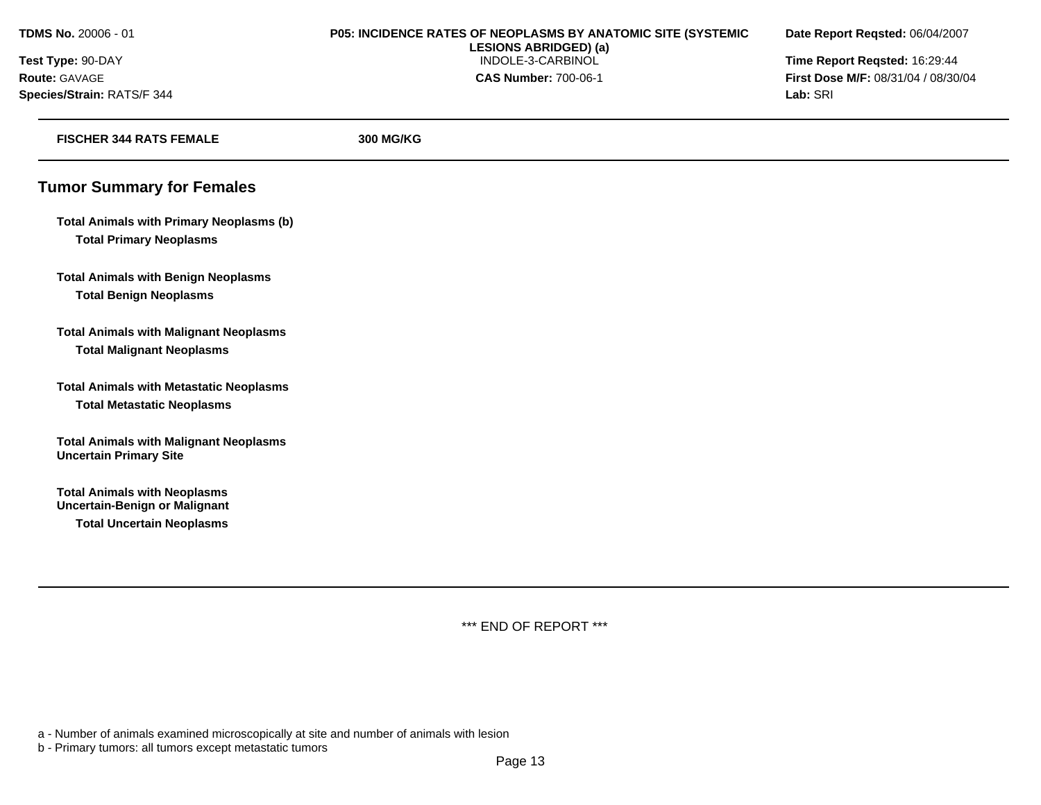**TDMS No.** 20006 - 01
**Test Type:** 90-DAY
**Route:** GAVAGE
**Species/Strain:** RATS/F 344

**P05: INCIDENCE RATES OF NEOPLASMS BY ANATOMIC SITE (SYSTEMIC LESIONS ABRIDGED) (a)**
INDOLE-3-CARBINOL
**CAS Number:** 700-06-1

**Date Report Reqsted:** 06/04/2007
**Time Report Reqsted:** 16:29:44
**First Dose M/F:** 08/31/04 / 08/30/04
**Lab:** SRI

| FISCHER 344 RATS FEMALE | 300 MG/KG |
|---|---|

## Tumor Summary for Females

| | |
|---|---|
| **Total Animals with Primary Neoplasms (b)** | |
| **Total Primary Neoplasms** | |
| **Total Animals with Benign Neoplasms** | |
| **Total Benign Neoplasms** | |
| **Total Animals with Malignant Neoplasms** | |
| **Total Malignant Neoplasms** | |
| **Total Animals with Metastatic Neoplasms** | |
| **Total Metastatic Neoplasms** | |
| **Total Animals with Malignant Neoplasms Uncertain Primary Site** | |
| **Total Animals with Neoplasms Uncertain-Benign or Malignant** | |
| **Total Uncertain Neoplasms** | |

\*\*\* END OF REPORT \*\*\*

a - Number of animals examined microscopically at site and number of animals with lesion
b - Primary tumors: all tumors except metastatic tumors